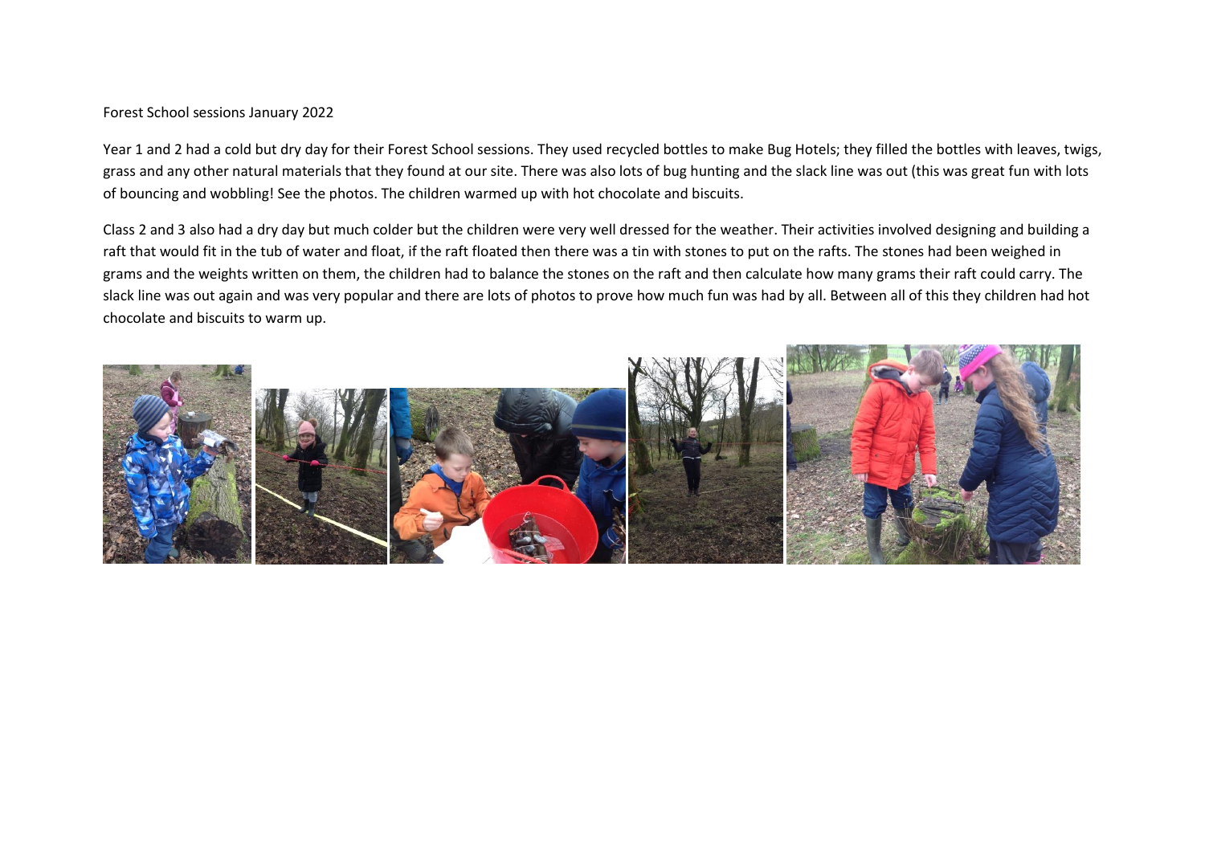Forest School sessions January 2022

Year 1 and 2 had a cold but dry day for their Forest School sessions. They used recycled bottles to make Bug Hotels; they filled the bottles with leaves, twigs, grass and any other natural materials that they found at our site. There was also lots of bug hunting and the slack line was out (this was great fun with lots of bouncing and wobbling! See the photos. The children warmed up with hot chocolate and biscuits.

Class 2 and 3 also had a dry day but much colder but the children were very well dressed for the weather. Their activities involved designing and building a raft that would fit in the tub of water and float, if the raft floated then there was a tin with stones to put on the rafts. The stones had been weighed in grams and the weights written on them, the children had to balance the stones on the raft and then calculate how many grams their raft could carry. The slack line was out again and was very popular and there are lots of photos to prove how much fun was had by all. Between all of this they children had hot chocolate and biscuits to warm up.